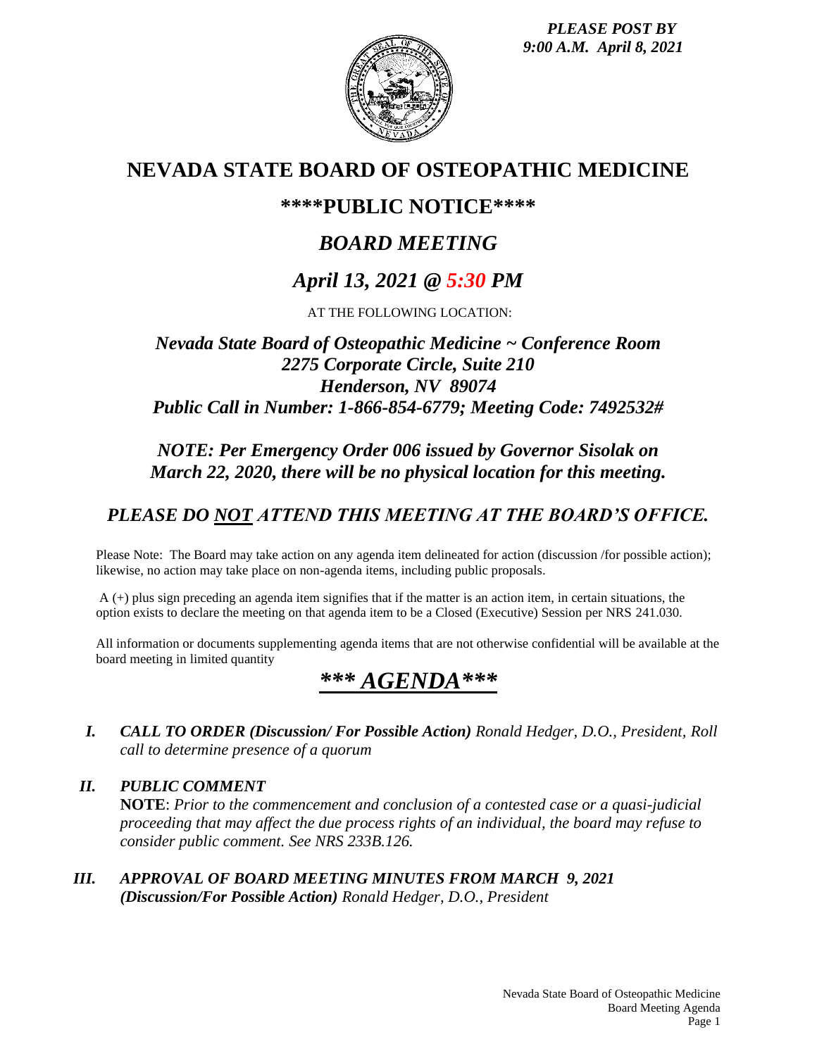*PLEASE POST BY 9:00 A.M. April 8, 2021*

# NEVADA STATE BOARD OF OSTEOPATHIC MEDICINE

## ****PUBLIC NOTICE****

## *BOARD MEETING*

## *April 13, 2021 @ 5:30 PM*

AT THE FOLLOWING LOCATION:

***Nevada State Board of Osteopathic Medicine ~ Conference Room***
***2275 Corporate Circle, Suite 210***
***Henderson, NV 89074***
***Public Call in Number: 1-866-854-6779; Meeting Code: 7492532#***

***NOTE: Per Emergency Order 006 issued by Governor Sisolak on March 22, 2020, there will be no physical location for this meeting.***

***PLEASE DO NOT ATTEND THIS MEETING AT THE BOARD'S OFFICE.***

Please Note: The Board may take action on any agenda item delineated for action (discussion /for possible action); likewise, no action may take place on non-agenda items, including public proposals.

A (+) plus sign preceding an agenda item signifies that if the matter is an action item, in certain situations, the option exists to declare the meeting on that agenda item to be a Closed (Executive) Session per NRS 241.030.

All information or documents supplementing agenda items that are not otherwise confidential will be available at the board meeting in limited quantity

# *** AGENDA***

***I. CALL TO ORDER (Discussion/ For Possible Action)*** *Ronald Hedger, D.O., President, Roll call to determine presence of a quorum*

***II. PUBLIC COMMENT***
**NOTE**: *Prior to the commencement and conclusion of a contested case or a quasi-judicial proceeding that may affect the due process rights of an individual, the board may refuse to consider public comment. See NRS 233B.126.*

***III. APPROVAL OF BOARD MEETING MINUTES FROM MARCH 9, 2021 (Discussion/For Possible Action)*** *Ronald Hedger, D.O., President*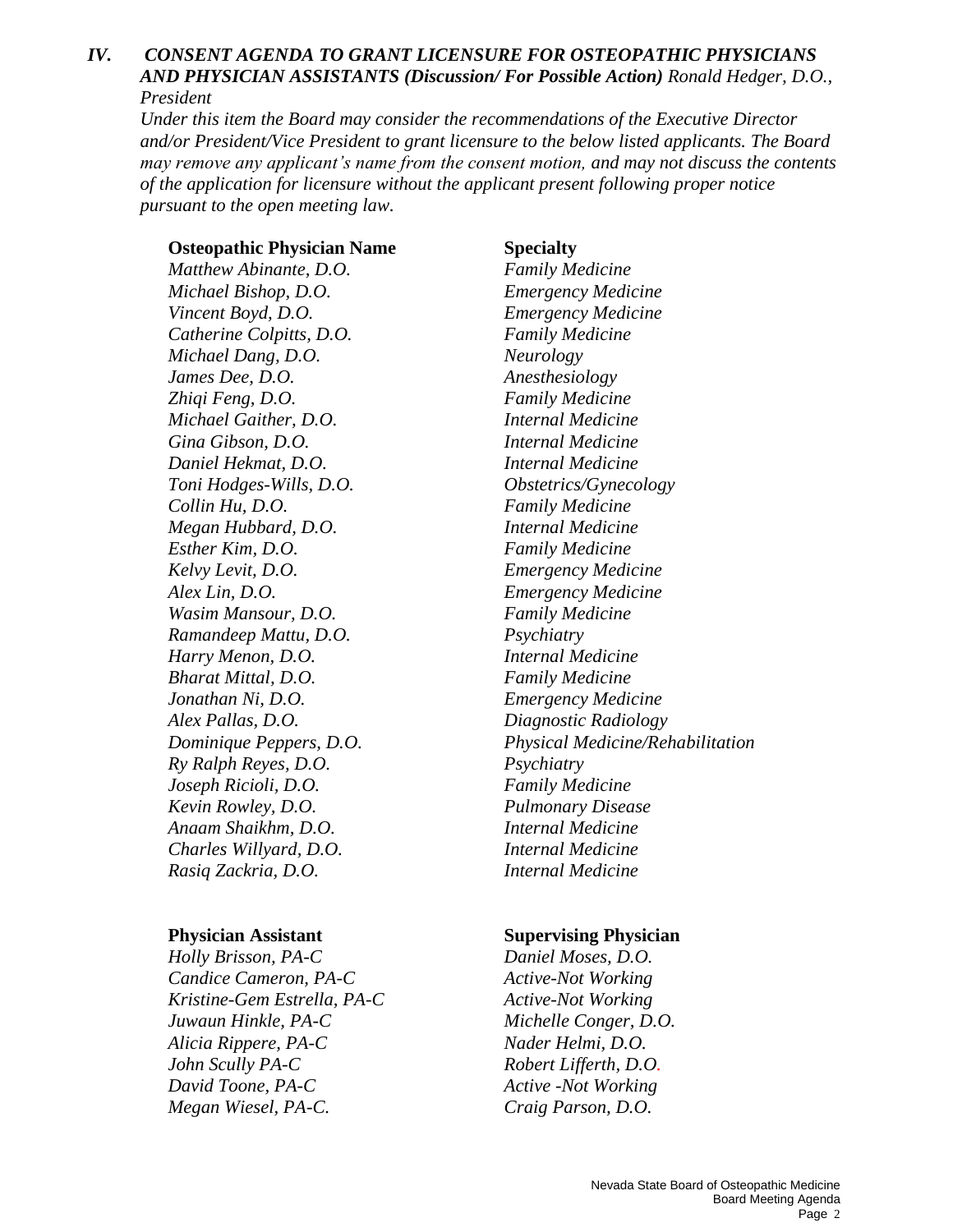### IV. *CONSENT AGENDA TO GRANT LICENSURE FOR OSTEOPATHIC PHYSICIANS AND PHYSICIAN ASSISTANTS (Discussion/ For Possible Action) Ronald Hedger, D.O., President*

*Under this item the Board may consider the recommendations of the Executive Director and/or President/Vice President to grant licensure to the below listed applicants. The Board may remove any applicant's name from the consent motion, and may not discuss the contents of the application for licensure without the applicant present following proper notice pursuant to the open meeting law.*

| **Osteopathic Physician Name** | **Specialty** |
|---|---|
| *Matthew Abinante, D.O.* | *Family Medicine* |
| *Michael Bishop, D.O.* | *Emergency Medicine* |
| *Vincent Boyd, D.O.* | *Emergency Medicine* |
| *Catherine Colpitts, D.O.* | *Family Medicine* |
| *Michael Dang, D.O.* | *Neurology* |
| *James Dee, D.O.* | *Anesthesiology* |
| *Zhiqi Feng, D.O.* | *Family Medicine* |
| *Michael Gaither, D.O.* | *Internal Medicine* |
| *Gina Gibson, D.O.* | *Internal Medicine* |
| *Daniel Hekmat, D.O.* | *Internal Medicine* |
| *Toni Hodges-Wills, D.O.* | *Obstetrics/Gynecology* |
| *Collin Hu, D.O.* | *Family Medicine* |
| *Megan Hubbard, D.O.* | *Internal Medicine* |
| *Esther Kim, D.O.* | *Family Medicine* |
| *Kelvy Levit, D.O.* | *Emergency Medicine* |
| *Alex Lin, D.O.* | *Emergency Medicine* |
| *Wasim Mansour, D.O.* | *Family Medicine* |
| *Ramandeep Mattu, D.O.* | *Psychiatry* |
| *Harry Menon, D.O.* | *Internal Medicine* |
| *Bharat Mittal, D.O.* | *Family Medicine* |
| *Jonathan Ni, D.O.* | *Emergency Medicine* |
| *Alex Pallas, D.O.* | *Diagnostic Radiology* |
| *Dominique Peppers, D.O.* | *Physical Medicine/Rehabilitation* |
| *Ry Ralph Reyes, D.O.* | *Psychiatry* |
| *Joseph Ricioli, D.O.* | *Family Medicine* |
| *Kevin Rowley, D.O.* | *Pulmonary Disease* |
| *Anaam Shaikhm, D.O.* | *Internal Medicine* |
| *Charles Willyard, D.O.* | *Internal Medicine* |
| *Rasiq Zackria, D.O.* | *Internal Medicine* |

| **Physician Assistant** | **Supervising Physician** |
|---|---|
| *Holly Brisson, PA-C* | *Daniel Moses, D.O.* |
| *Candice Cameron, PA-C* | *Active-Not Working* |
| *Kristine-Gem Estrella, PA-C* | *Active-Not Working* |
| *Juwaun Hinkle, PA-C* | *Michelle Conger, D.O.* |
| *Alicia Rippere, PA-C* | *Nader Helmi, D.O.* |
| *John Scully PA-C* | *Robert Lifferth, D.O.* |
| *David Toone, PA-C* | *Active -Not Working* |
| *Megan Wiesel, PA-C.* | *Craig Parson, D.O.* |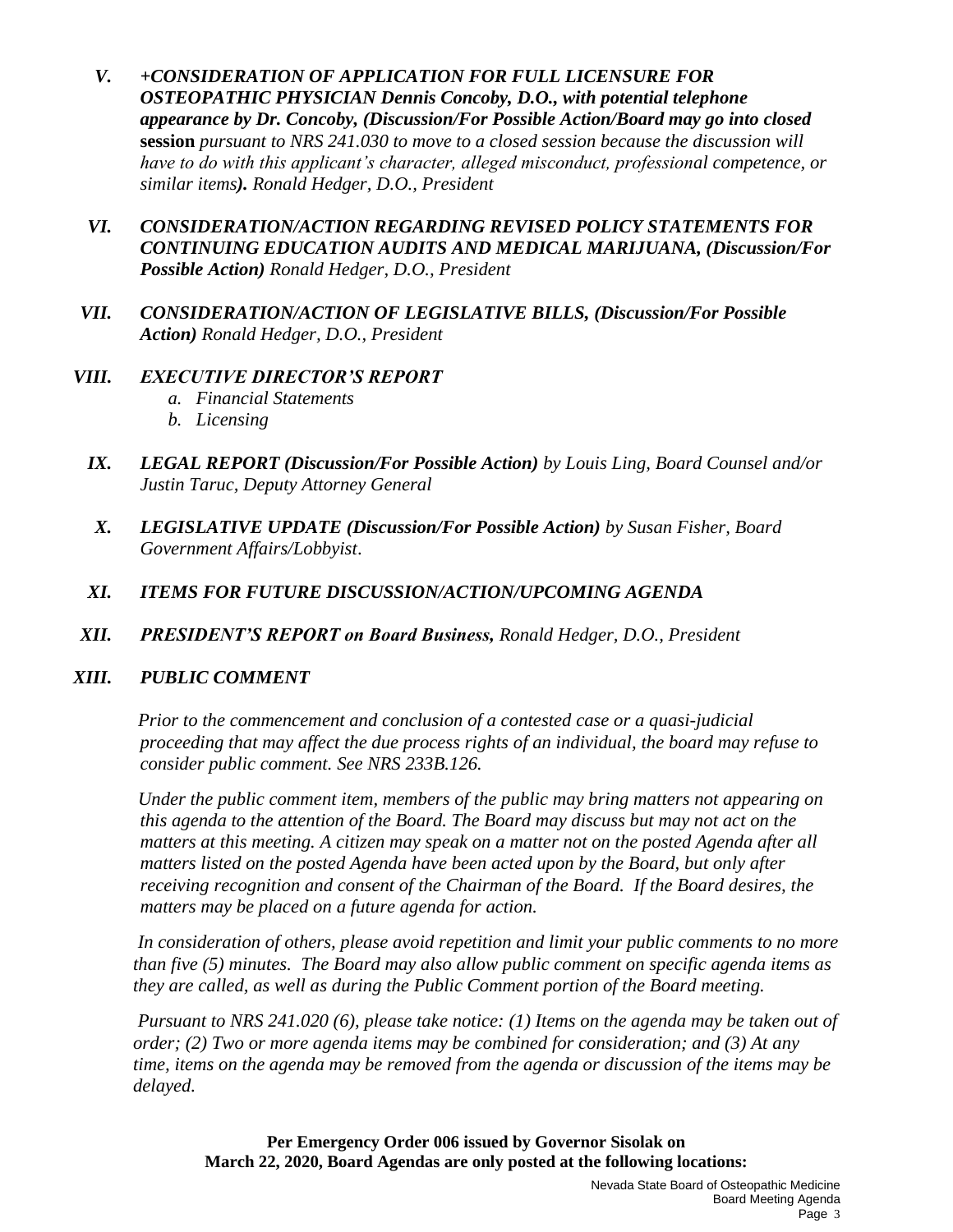V. ***+CONSIDERATION OF APPLICATION FOR FULL LICENSURE FOR OSTEOPATHIC PHYSICIAN Dennis Concoby, D.O., with potential telephone appearance by Dr. Concoby, (Discussion/For Possible Action/Board may go into closed* session** *pursuant to NRS 241.030 to move to a closed session because the discussion will have to do with this applicant's character, alleged misconduct, professional competence, or similar items****).*** *Ronald Hedger, D.O., President*

VI. ***CONSIDERATION/ACTION REGARDING REVISED POLICY STATEMENTS FOR CONTINUING EDUCATION AUDITS AND MEDICAL MARIJUANA, (Discussion/For Possible Action)*** *Ronald Hedger, D.O., President*

VII. ***CONSIDERATION/ACTION OF LEGISLATIVE BILLS, (Discussion/For Possible Action)*** *Ronald Hedger, D.O., President*

VIII. ***EXECUTIVE DIRECTOR'S REPORT***
   - *a. Financial Statements*
   - *b. Licensing*

IX. ***LEGAL REPORT (Discussion/For Possible Action)*** *by Louis Ling, Board Counsel and/or Justin Taruc, Deputy Attorney General*

X. ***LEGISLATIVE UPDATE (Discussion/For Possible Action)*** *by Susan Fisher, Board Government Affairs/Lobbyist.*

XI. ***ITEMS FOR FUTURE DISCUSSION/ACTION/UPCOMING AGENDA***

XII. ***PRESIDENT'S REPORT on Board Business,*** *Ronald Hedger, D.O., President*

XIII. ***PUBLIC COMMENT***

*Prior to the commencement and conclusion of a contested case or a quasi-judicial proceeding that may affect the due process rights of an individual, the board may refuse to consider public comment. See NRS 233B.126.*

*Under the public comment item, members of the public may bring matters not appearing on this agenda to the attention of the Board. The Board may discuss but may not act on the matters at this meeting. A citizen may speak on a matter not on the posted Agenda after all matters listed on the posted Agenda have been acted upon by the Board, but only after receiving recognition and consent of the Chairman of the Board. If the Board desires, the matters may be placed on a future agenda for action.*

*In consideration of others, please avoid repetition and limit your public comments to no more than five (5) minutes. The Board may also allow public comment on specific agenda items as they are called, as well as during the Public Comment portion of the Board meeting.*

*Pursuant to NRS 241.020 (6), please take notice: (1) Items on the agenda may be taken out of order; (2) Two or more agenda items may be combined for consideration; and (3) At any time, items on the agenda may be removed from the agenda or discussion of the items may be delayed.*

**Per Emergency Order 006 issued by Governor Sisolak on March 22, 2020, Board Agendas are only posted at the following locations:**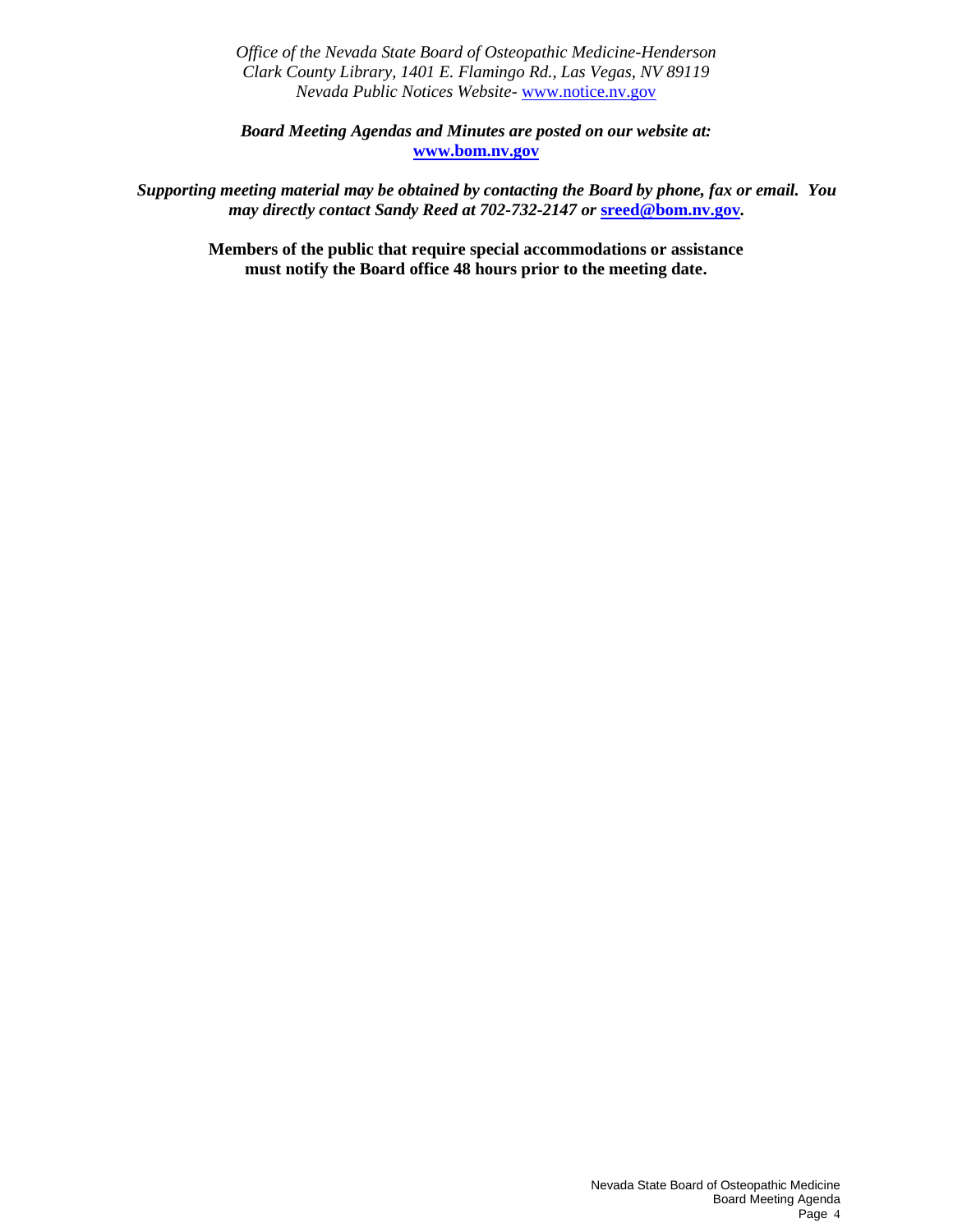*Office of the Nevada State Board of Osteopathic Medicine-Henderson*
*Clark County Library, 1401 E. Flamingo Rd., Las Vegas, NV 89119*
*Nevada Public Notices Website-* www.notice.nv.gov

***Board Meeting Agendas and Minutes are posted on our website at:***
**www.bom.nv.gov**

***Supporting meeting material may be obtained by contacting the Board by phone, fax or email. You may directly contact Sandy Reed at 702-732-2147 or*** **sreed@bom.nv.gov*.***

**Members of the public that require special accommodations or assistance must notify the Board office 48 hours prior to the meeting date.**